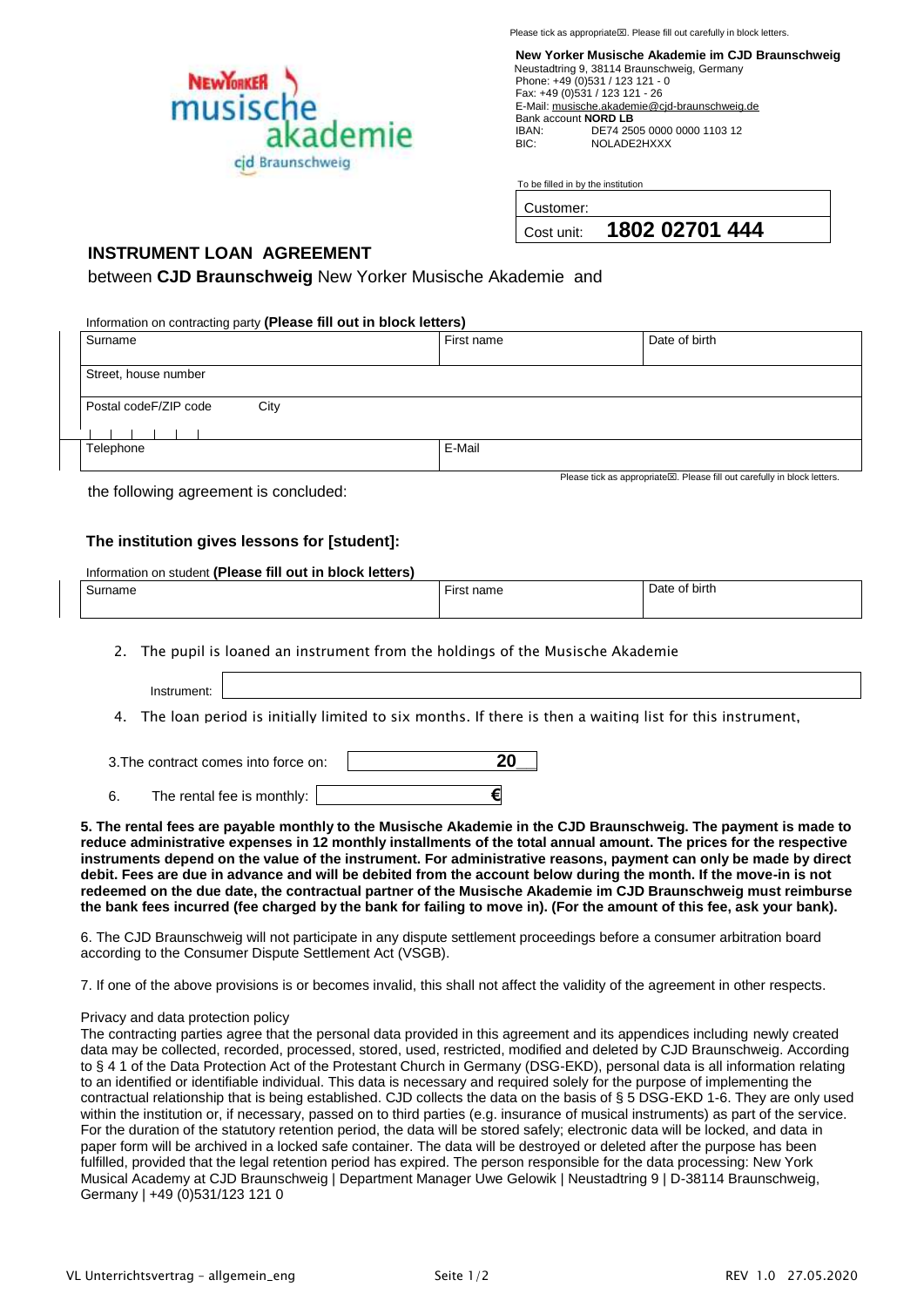Please tick as appropriate☒. Please fill out carefully in block letters.

**New Yorker Musische Akademie im CJD Braunschweig**
Neustadtring 9, 38114 Braunschweig, Germany
Phone: +49 (0)531 / 123 121 - 0
Fax: +49 (0)531 / 123 121 - 26
E-Mail: musische.akademie@cjd-braunschweig.de
Bank account **NORD LB**
IBAN: DE74 2505 0000 0000 1103 12
BIC: NOLADE2HXXX

To be filled in by the institution

| Customer: | |
|---|---|
| Cost unit: | **1802 02701 444** |

## INSTRUMENT LOAN AGREEMENT

between **CJD Braunschweig** New Yorker Musische Akademie and

Information on contracting party **(Please fill out in block letters)**

| Surname | First name | Date of birth |
|---|---|---|
| Street, house number | | |
| Postal codeF/ZIP code City | | |
| Telephone | E-Mail | |

Please tick as appropriate☒. Please fill out carefully in block letters.

the following agreement is concluded:

### The institution gives lessons for [student]:

Information on student **(Please fill out in block letters)**

| Surname | First name | Date of birth |
|---|---|---|
| | | |

2. The pupil is loaned an instrument from the holdings of the Musische Akademie

Instrument:

4. The loan period is initially limited to six months. If there is then a waiting list for this instrument,

3.The contract comes into force on: 20__

6. The rental fee is monthly: €

**5. The rental fees are payable monthly to the Musische Akademie in the CJD Braunschweig. The payment is made to reduce administrative expenses in 12 monthly installments of the total annual amount. The prices for the respective instruments depend on the value of the instrument. For administrative reasons, payment can only be made by direct debit. Fees are due in advance and will be debited from the account below during the month. If the move-in is not redeemed on the due date, the contractual partner of the Musische Akademie im CJD Braunschweig must reimburse the bank fees incurred (fee charged by the bank for failing to move in). (For the amount of this fee, ask your bank).**

6. The CJD Braunschweig will not participate in any dispute settlement proceedings before a consumer arbitration board according to the Consumer Dispute Settlement Act (VSGB).

7. If one of the above provisions is or becomes invalid, this shall not affect the validity of the agreement in other respects.

Privacy and data protection policy
The contracting parties agree that the personal data provided in this agreement and its appendices including newly created data may be collected, recorded, processed, stored, used, restricted, modified and deleted by CJD Braunschweig. According to § 4 1 of the Data Protection Act of the Protestant Church in Germany (DSG-EKD), personal data is all information relating to an identified or identifiable individual. This data is necessary and required solely for the purpose of implementing the contractual relationship that is being established. CJD collects the data on the basis of § 5 DSG-EKD 1-6. They are only used within the institution or, if necessary, passed on to third parties (e.g. insurance of musical instruments) as part of the service. For the duration of the statutory retention period, the data will be stored safely; electronic data will be locked, and data in paper form will be archived in a locked safe container. The data will be destroyed or deleted after the purpose has been fulfilled, provided that the legal retention period has expired. The person responsible for the data processing: New York Musical Academy at CJD Braunschweig | Department Manager Uwe Gelowik | Neustadtring 9 | D-38114 Braunschweig, Germany | +49 (0)531/123 121 0

VL Unterrichtsvertrag – allgemein_eng REV 1.0 27.05.2020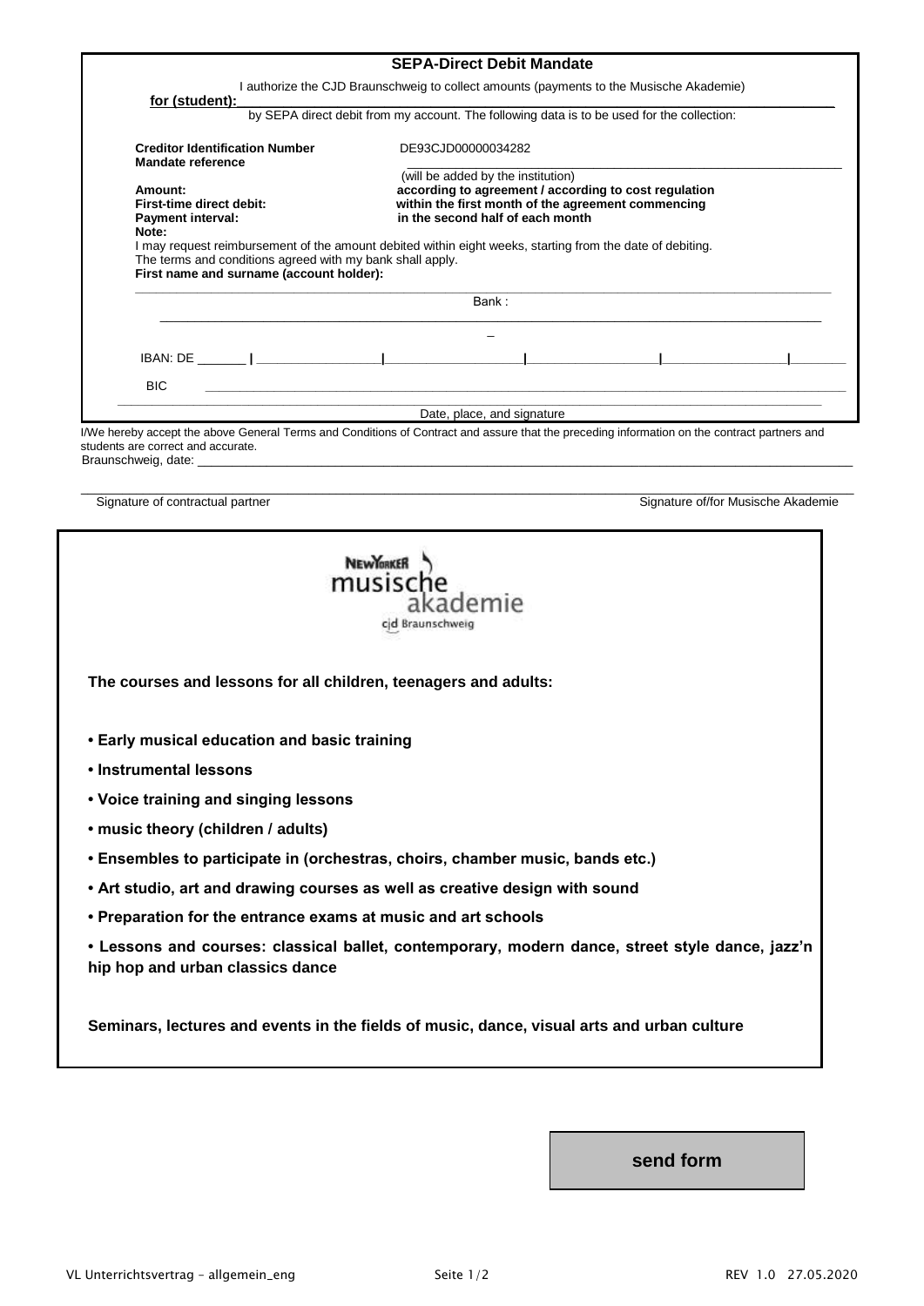## SEPA-Direct Debit Mandate

I authorize the CJD Braunschweig to collect amounts (payments to the Musische Akademie)

**for (student):** ______________________________

by SEPA direct debit from my account. The following data is to be used for the collection:

**Creditor Identification Number** DE93CJD00000034282

**Mandate reference** ______________________________ (will be added by the institution)

**Amount:** according to agreement / according to cost regulation

**First-time direct debit:** within the first month of the agreement commencing

**Payment interval:** in the second half of each month

**Note:**

I may request reimbursement of the amount debited within eight weeks, starting from the date of debiting.
The terms and conditions agreed with my bank shall apply.

**First name and surname (account holder):**

______________________________

Bank : ______________________________

IBAN: DE _______ | ______ | ______ | ______ | ______ | ______

BIC ______________________________

______________________________

Date, place, and signature

I/We hereby accept the above General Terms and Conditions of Contract and assure that the preceding information on the contract partners and students are correct and accurate.

Braunschweig, date: ______________________________

______________________________

Signature of contractual partner Signature of/for Musische Akademie

NEWYORKER musische akademie cjd Braunschweig

**The courses and lessons for all children, teenagers and adults:**

- **Early musical education and basic training**
- **Instrumental lessons**
- **Voice training and singing lessons**
- **music theory (children / adults)**
- **Ensembles to participate in (orchestras, choirs, chamber music, bands etc.)**
- **Art studio, art and drawing courses as well as creative design with sound**
- **Preparation for the entrance exams at music and art schools**
- **Lessons and courses: classical ballet, contemporary, modern dance, street style dance, jazz'n hip hop and urban classics dance**

**Seminars, lectures and events in the fields of music, dance, visual arts and urban culture**

**send form**

VL Unterrichtsvertrag – allgemein_eng REV 1.0 27.05.2020